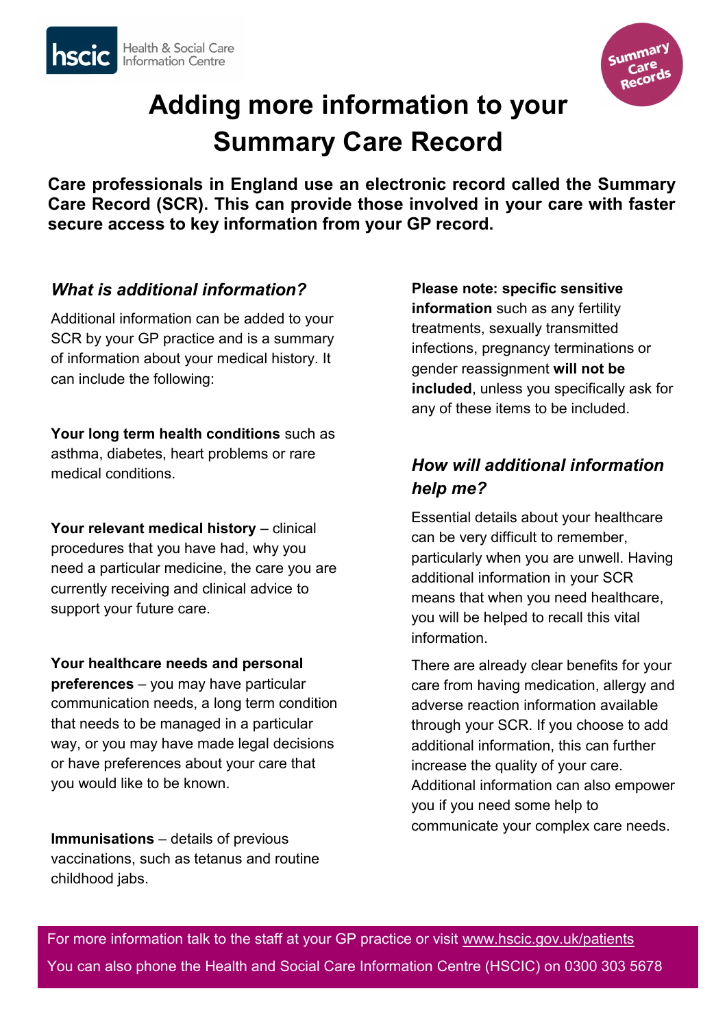# Adding more information to your Summary Care Record

**Care professionals in England use an electronic record called the Summary Care Record (SCR). This can provide those involved in your care with faster secure access to key information from your GP record.**

### *What is additional information?*

Additional information can be added to your SCR by your GP practice and is a summary of information about your medical history. It can include the following:

**Your long term health conditions** such as asthma, diabetes, heart problems or rare medical conditions.

**Your relevant medical history** – clinical procedures that you have had, why you need a particular medicine, the care you are currently receiving and clinical advice to support your future care.

**Your healthcare needs and personal preferences** – you may have particular communication needs, a long term condition that needs to be managed in a particular way, or you may have made legal decisions or have preferences about your care that you would like to be known.

**Immunisations** – details of previous vaccinations, such as tetanus and routine childhood jabs.

**Please note: specific sensitive information** such as any fertility treatments, sexually transmitted infections, pregnancy terminations or gender reassignment **will not be included**, unless you specifically ask for any of these items to be included.

### *How will additional information help me?*

Essential details about your healthcare can be very difficult to remember, particularly when you are unwell. Having additional information in your SCR means that when you need healthcare, you will be helped to recall this vital information.

There are already clear benefits for your care from having medication, allergy and adverse reaction information available through your SCR. If you choose to add additional information, this can further increase the quality of your care. Additional information can also empower you if you need some help to communicate your complex care needs.

For more information talk to the staff at your GP practice or visit www.hscic.gov.uk/patients

You can also phone the Health and Social Care Information Centre (HSCIC) on 0300 303 5678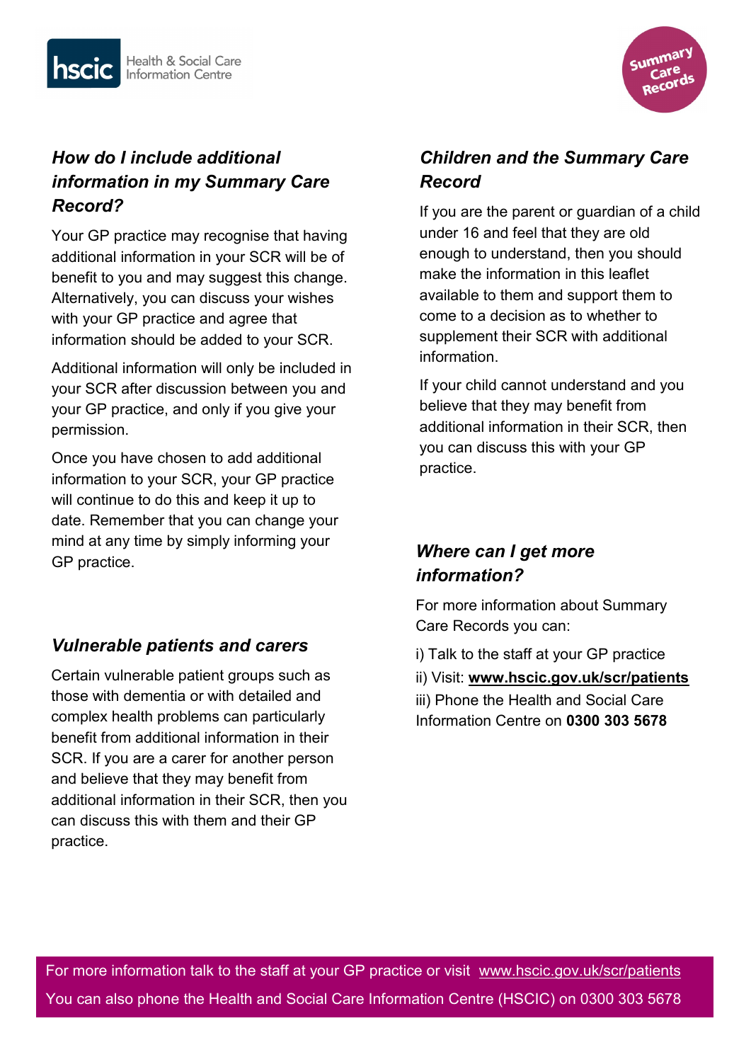## *How do I include additional information in my Summary Care Record?*

Your GP practice may recognise that having additional information in your SCR will be of benefit to you and may suggest this change. Alternatively, you can discuss your wishes with your GP practice and agree that information should be added to your SCR.

Additional information will only be included in your SCR after discussion between you and your GP practice, and only if you give your permission.

Once you have chosen to add additional information to your SCR, your GP practice will continue to do this and keep it up to date. Remember that you can change your mind at any time by simply informing your GP practice.

## *Vulnerable patients and carers*

Certain vulnerable patient groups such as those with dementia or with detailed and complex health problems can particularly benefit from additional information in their SCR. If you are a carer for another person and believe that they may benefit from additional information in their SCR, then you can discuss this with them and their GP practice.

## *Children and the Summary Care Record*

If you are the parent or guardian of a child under 16 and feel that they are old enough to understand, then you should make the information in this leaflet available to them and support them to come to a decision as to whether to supplement their SCR with additional information.

If your child cannot understand and you believe that they may benefit from additional information in their SCR, then you can discuss this with your GP practice.

## *Where can I get more information?*

For more information about Summary Care Records you can:

i) Talk to the staff at your GP practice

ii) Visit: **www.hscic.gov.uk/scr/patients**

iii) Phone the Health and Social Care Information Centre on **0300 303 5678**

For more information talk to the staff at your GP practice or visit www.hscic.gov.uk/scr/patients
You can also phone the Health and Social Care Information Centre (HSCIC) on 0300 303 5678